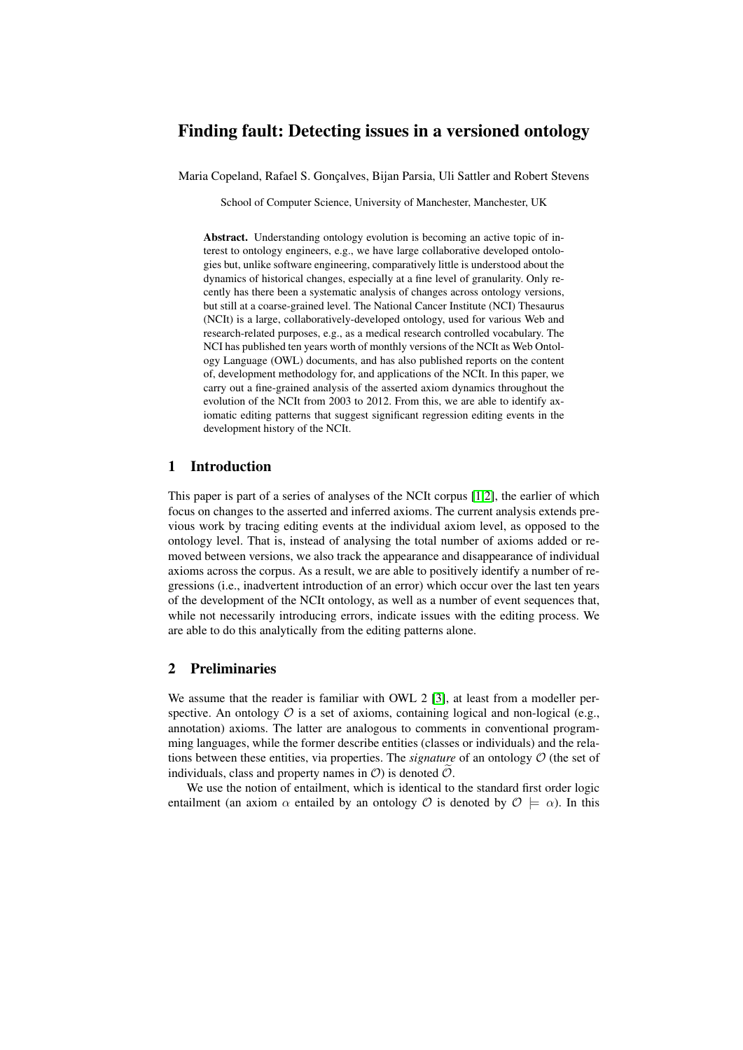# Finding fault: Detecting issues in a versioned ontology

Maria Copeland, Rafael S. Gonçalves, Bijan Parsia, Uli Sattler and Robert Stevens

School of Computer Science, University of Manchester, Manchester, UK

**Abstract.** Understanding ontology evolution is becoming an active topic of interest to ontology engineers, e.g., we have large collaborative developed ontologies but, unlike software engineering, comparatively little is understood about the dynamics of historical changes, especially at a fine level of granularity. Only recently has there been a systematic analysis of changes across ontology versions, but still at a coarse-grained level. The National Cancer Institute (NCI) Thesaurus (NCIt) is a large, collaboratively-developed ontology, used for various Web and research-related purposes, e.g., as a medical research controlled vocabulary. The NCI has published ten years worth of monthly versions of the NCIt as Web Ontology Language (OWL) documents, and has also published reports on the content of, development methodology for, and applications of the NCIt. In this paper, we carry out a fine-grained analysis of the asserted axiom dynamics throughout the evolution of the NCIt from 2003 to 2012. From this, we are able to identify axiomatic editing patterns that suggest significant regression editing events in the development history of the NCIt.

## 1 Introduction

This paper is part of a series of analyses of the NCIt corpus [1,2], the earlier of which focus on changes to the asserted and inferred axioms. The current analysis extends previous work by tracing editing events at the individual axiom level, as opposed to the ontology level. That is, instead of analysing the total number of axioms added or removed between versions, we also track the appearance and disappearance of individual axioms across the corpus. As a result, we are able to positively identify a number of regressions (i.e., inadvertent introduction of an error) which occur over the last ten years of the development of the NCIt ontology, as well as a number of event sequences that, while not necessarily introducing errors, indicate issues with the editing process. We are able to do this analytically from the editing patterns alone.

## 2 Preliminaries

We assume that the reader is familiar with OWL 2 [3], at least from a modeller perspective. An ontology $\mathcal{O}$ is a set of axioms, containing logical and non-logical (e.g., annotation) axioms. The latter are analogous to comments in conventional programming languages, while the former describe entities (classes or individuals) and the relations between these entities, via properties. The *signature* of an ontology $\mathcal{O}$ (the set of individuals, class and property names in $\mathcal{O}$) is denoted $\widetilde{\mathcal{O}}$.

We use the notion of entailment, which is identical to the standard first order logic entailment (an axiom $\alpha$ entailed by an ontology $\mathcal{O}$ is denoted by $\mathcal{O} \models \alpha$). In this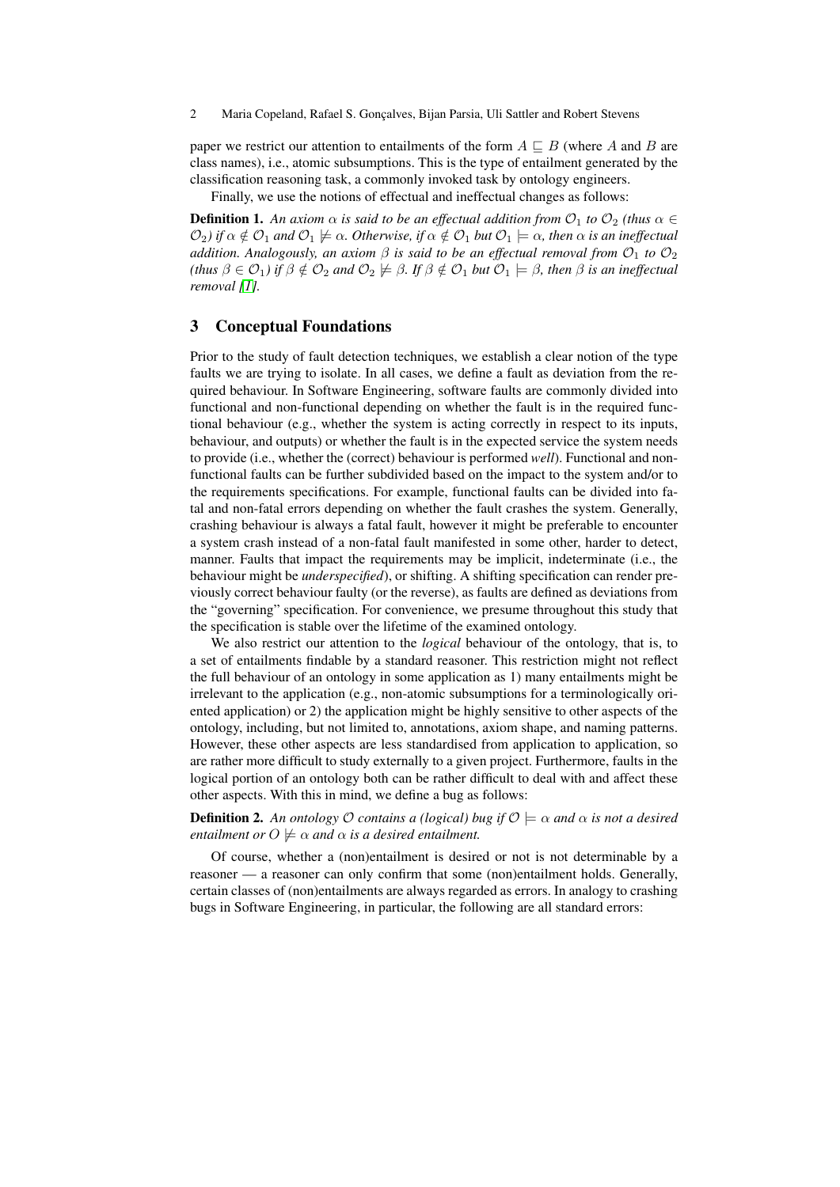paper we restrict our attention to entailments of the form $A \sqsubseteq B$ (where $A$ and $B$ are class names), i.e., atomic subsumptions. This is the type of entailment generated by the classification reasoning task, a commonly invoked task by ontology engineers.

Finally, we use the notions of effectual and ineffectual changes as follows:

**Definition 1.** *An axiom $\alpha$ is said to be an effectual addition from $\mathcal{O}_1$ to $\mathcal{O}_2$ (thus $\alpha \in \mathcal{O}_2$) if $\alpha \notin \mathcal{O}_1$ and $\mathcal{O}_1 \not\models \alpha$. Otherwise, if $\alpha \notin \mathcal{O}_1$ but $\mathcal{O}_1 \models \alpha$, then $\alpha$ is an ineffectual addition. Analogously, an axiom $\beta$ is said to be an effectual removal from $\mathcal{O}_1$ to $\mathcal{O}_2$ (thus $\beta \in \mathcal{O}_1$) if $\beta \notin \mathcal{O}_2$ and $\mathcal{O}_2 \not\models \beta$. If $\beta \notin \mathcal{O}_1$ but $\mathcal{O}_1 \models \beta$, then $\beta$ is an ineffectual removal [1].*

## 3 Conceptual Foundations

Prior to the study of fault detection techniques, we establish a clear notion of the type faults we are trying to isolate. In all cases, we define a fault as deviation from the required behaviour. In Software Engineering, software faults are commonly divided into functional and non-functional depending on whether the fault is in the required functional behaviour (e.g., whether the system is acting correctly in respect to its inputs, behaviour, and outputs) or whether the fault is in the expected service the system needs to provide (i.e., whether the (correct) behaviour is performed *well*). Functional and non-functional faults can be further subdivided based on the impact to the system and/or to the requirements specifications. For example, functional faults can be divided into fatal and non-fatal errors depending on whether the fault crashes the system. Generally, crashing behaviour is always a fatal fault, however it might be preferable to encounter a system crash instead of a non-fatal fault manifested in some other, harder to detect, manner. Faults that impact the requirements may be implicit, indeterminate (i.e., the behaviour might be *underspecified*), or shifting. A shifting specification can render previously correct behaviour faulty (or the reverse), as faults are defined as deviations from the "governing" specification. For convenience, we presume throughout this study that the specification is stable over the lifetime of the examined ontology.

We also restrict our attention to the *logical* behaviour of the ontology, that is, to a set of entailments findable by a standard reasoner. This restriction might not reflect the full behaviour of an ontology in some application as 1) many entailments might be irrelevant to the application (e.g., non-atomic subsumptions for a terminologically oriented application) or 2) the application might be highly sensitive to other aspects of the ontology, including, but not limited to, annotations, axiom shape, and naming patterns. However, these other aspects are less standardised from application to application, so are rather more difficult to study externally to a given project. Furthermore, faults in the logical portion of an ontology both can be rather difficult to deal with and affect these other aspects. With this in mind, we define a bug as follows:

**Definition 2.** *An ontology $\mathcal{O}$ contains a (logical) bug if $\mathcal{O} \models \alpha$ and $\alpha$ is not a desired entailment or $O \not\models \alpha$ and $\alpha$ is a desired entailment.*

Of course, whether a (non)entailment is desired or not is not determinable by a reasoner — a reasoner can only confirm that some (non)entailment holds. Generally, certain classes of (non)entailments are always regarded as errors. In analogy to crashing bugs in Software Engineering, in particular, the following are all standard errors: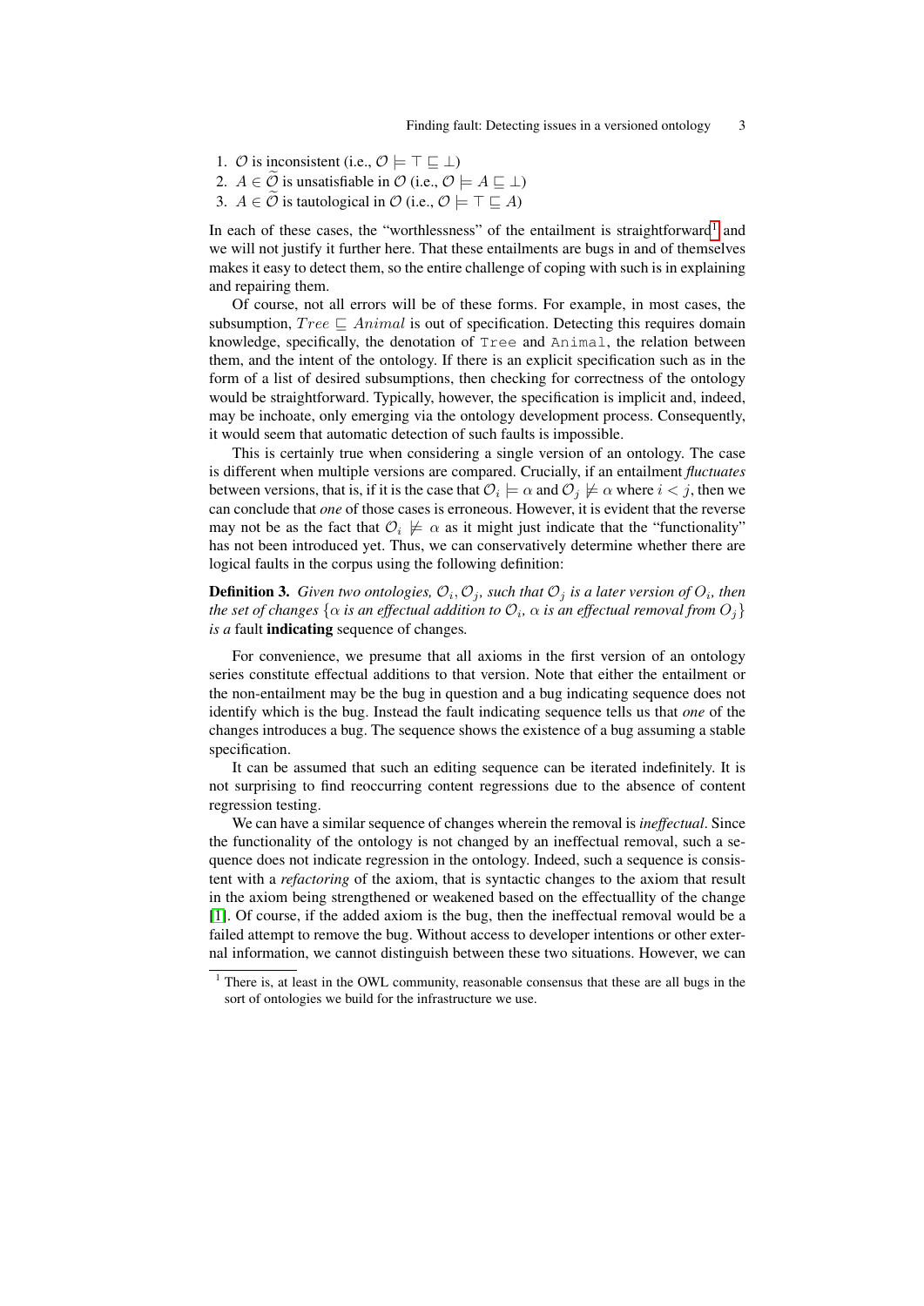1. $\mathcal{O}$ is inconsistent (i.e., $\mathcal{O} \models \top \sqsubseteq \bot$)
2. $A \in \widetilde{\mathcal{O}}$ is unsatisfiable in $\mathcal{O}$ (i.e., $\mathcal{O} \models A \sqsubseteq \bot$)
3. $A \in \widetilde{\mathcal{O}}$ is tautological in $\mathcal{O}$ (i.e., $\mathcal{O} \models \top \sqsubseteq A$)

In each of these cases, the "worthlessness" of the entailment is straightforward[1] and we will not justify it further here. That these entailments are bugs in and of themselves makes it easy to detect them, so the entire challenge of coping with such is in explaining and repairing them.

Of course, not all errors will be of these forms. For example, in most cases, the subsumption, $Tree \sqsubseteq Animal$ is out of specification. Detecting this requires domain knowledge, specifically, the denotation of `Tree` and `Animal`, the relation between them, and the intent of the ontology. If there is an explicit specification such as in the form of a list of desired subsumptions, then checking for correctness of the ontology would be straightforward. Typically, however, the specification is implicit and, indeed, may be inchoate, only emerging via the ontology development process. Consequently, it would seem that automatic detection of such faults is impossible.

This is certainly true when considering a single version of an ontology. The case is different when multiple versions are compared. Crucially, if an entailment *fluctuates* between versions, that is, if it is the case that $\mathcal{O}_i \models \alpha$ and $\mathcal{O}_j \not\models \alpha$ where $i < j$, then we can conclude that *one* of those cases is erroneous. However, it is evident that the reverse may not be as the fact that $\mathcal{O}_i \not\models \alpha$ as it might just indicate that the "functionality" has not been introduced yet. Thus, we can conservatively determine whether there are logical faults in the corpus using the following definition:

**Definition 3.** *Given two ontologies, $\mathcal{O}_i, \mathcal{O}_j$, such that $\mathcal{O}_j$ is a later version of $O_i$, then the set of changes $\{\alpha$ is an effectual addition to $\mathcal{O}_i$, $\alpha$ is an effectual removal from $O_j\}$ is a* fault **indicating** sequence of changes*.*

For convenience, we presume that all axioms in the first version of an ontology series constitute effectual additions to that version. Note that either the entailment or the non-entailment may be the bug in question and a bug indicating sequence does not identify which is the bug. Instead the fault indicating sequence tells us that *one* of the changes introduces a bug. The sequence shows the existence of a bug assuming a stable specification.

It can be assumed that such an editing sequence can be iterated indefinitely. It is not surprising to find reoccurring content regressions due to the absence of content regression testing.

We can have a similar sequence of changes wherein the removal is *ineffectual*. Since the functionality of the ontology is not changed by an ineffectual removal, such a sequence does not indicate regression in the ontology. Indeed, such a sequence is consistent with a *refactoring* of the axiom, that is syntactic changes to the axiom that result in the axiom being strengthened or weakened based on the effectuallity of the change [1]. Of course, if the added axiom is the bug, then the ineffectual removal would be a failed attempt to remove the bug. Without access to developer intentions or other external information, we cannot distinguish between these two situations. However, we can

[1] There is, at least in the OWL community, reasonable consensus that these are all bugs in the sort of ontologies we build for the infrastructure we use.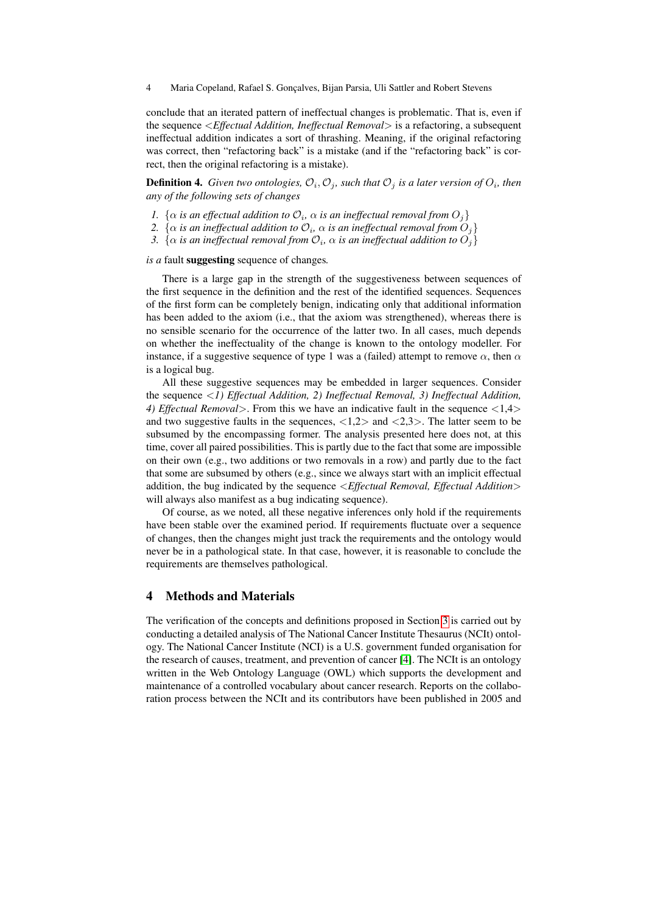conclude that an iterated pattern of ineffectual changes is problematic. That is, even if the sequence <*Effectual Addition, Ineffectual Removal*> is a refactoring, a subsequent ineffectual addition indicates a sort of thrashing. Meaning, if the original refactoring was correct, then "refactoring back" is a mistake (and if the "refactoring back" is correct, then the original refactoring is a mistake).

**Definition 4.** *Given two ontologies, $\mathcal{O}_i, \mathcal{O}_j$, such that $\mathcal{O}_j$ is a later version of $O_i$, then any of the following sets of changes*

1. $\{\alpha$ *is an effectual addition to* $\mathcal{O}_i$, $\alpha$ *is an ineffectual removal from* $O_j\}$
2. $\{\alpha$ *is an ineffectual addition to* $\mathcal{O}_i$, $\alpha$ *is an ineffectual removal from* $O_j\}$
3. $\{\alpha$ *is an ineffectual removal from* $\mathcal{O}_i$, $\alpha$ *is an ineffectual addition to* $O_j\}$

*is a* fault **suggesting** sequence of changes*.*

There is a large gap in the strength of the suggestiveness between sequences of the first sequence in the definition and the rest of the identified sequences. Sequences of the first form can be completely benign, indicating only that additional information has been added to the axiom (i.e., that the axiom was strengthened), whereas there is no sensible scenario for the occurrence of the latter two. In all cases, much depends on whether the ineffectuality of the change is known to the ontology modeller. For instance, if a suggestive sequence of type 1 was a (failed) attempt to remove $\alpha$, then $\alpha$ is a logical bug.

All these suggestive sequences may be embedded in larger sequences. Consider the sequence <*1) Effectual Addition, 2) Ineffectual Removal, 3) Ineffectual Addition, 4) Effectual Removal*>. From this we have an indicative fault in the sequence <1,4> and two suggestive faults in the sequences, <1,2> and <2,3>. The latter seem to be subsumed by the encompassing former. The analysis presented here does not, at this time, cover all paired possibilities. This is partly due to the fact that some are impossible on their own (e.g., two additions or two removals in a row) and partly due to the fact that some are subsumed by others (e.g., since we always start with an implicit effectual addition, the bug indicated by the sequence <*Effectual Removal, Effectual Addition*> will always also manifest as a bug indicating sequence).

Of course, as we noted, all these negative inferences only hold if the requirements have been stable over the examined period. If requirements fluctuate over a sequence of changes, then the changes might just track the requirements and the ontology would never be in a pathological state. In that case, however, it is reasonable to conclude the requirements are themselves pathological.

## 4 Methods and Materials

The verification of the concepts and definitions proposed in Section 3 is carried out by conducting a detailed analysis of The National Cancer Institute Thesaurus (NCIt) ontology. The National Cancer Institute (NCI) is a U.S. government funded organisation for the research of causes, treatment, and prevention of cancer [4]. The NCIt is an ontology written in the Web Ontology Language (OWL) which supports the development and maintenance of a controlled vocabulary about cancer research. Reports on the collaboration process between the NCIt and its contributors have been published in 2005 and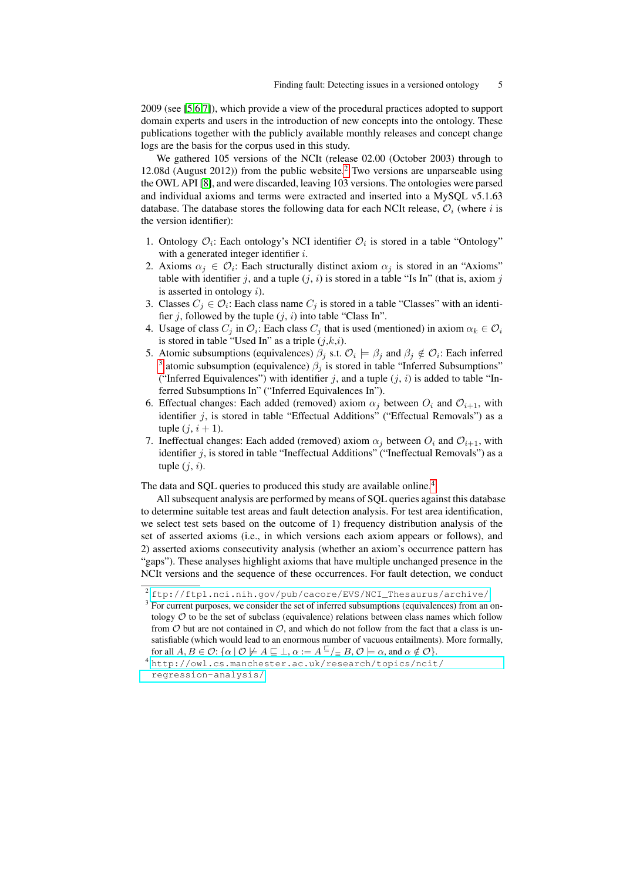2009 (see [5,6,7]), which provide a view of the procedural practices adopted to support domain experts and users in the introduction of new concepts into the ontology. These publications together with the publicly available monthly releases and concept change logs are the basis for the corpus used in this study.

We gathered 105 versions of the NCIt (release 02.00 (October 2003) through to 12.08d (August 2012)) from the public website.[2] Two versions are unparseable using the OWL API [8], and were discarded, leaving 103 versions. The ontologies were parsed and individual axioms and terms were extracted and inserted into a MySQL v5.1.63 database. The database stores the following data for each NCIt release, $\mathcal{O}_i$ (where $i$ is the version identifier):

1. Ontology $\mathcal{O}_i$: Each ontology's NCI identifier $\mathcal{O}_i$ is stored in a table "Ontology" with a generated integer identifier $i$.
2. Axioms $\alpha_j \in \mathcal{O}_i$: Each structurally distinct axiom $\alpha_j$ is stored in an "Axioms" table with identifier $j$, and a tuple $(j, i)$ is stored in a table "Is In" (that is, axiom $j$ is asserted in ontology $i$).
3. Classes $C_j \in \mathcal{O}_i$: Each class name $C_j$ is stored in a table "Classes" with an identifier $j$, followed by the tuple $(j, i)$ into table "Class In".
4. Usage of class $C_j$ in $\mathcal{O}_i$: Each class $C_j$ that is used (mentioned) in axiom $\alpha_k \in \mathcal{O}_i$ is stored in table "Used In" as a triple $(j,k,i)$.
5. Atomic subsumptions (equivalences) $\beta_j$ s.t. $\mathcal{O}_i \models \beta_j$ and $\beta_j \notin \mathcal{O}_i$: Each inferred [3] atomic subsumption (equivalence) $\beta_j$ is stored in table "Inferred Subsumptions" ("Inferred Equivalences") with identifier $j$, and a tuple $(j, i)$ is added to table "Inferred Subsumptions In" ("Inferred Equivalences In").
6. Effectual changes: Each added (removed) axiom $\alpha_j$ between $O_i$ and $\mathcal{O}_{i+1}$, with identifier $j$, is stored in table "Effectual Additions" ("Effectual Removals") as a tuple $(j, i+1)$.
7. Ineffectual changes: Each added (removed) axiom $\alpha_j$ between $O_i$ and $\mathcal{O}_{i+1}$, with identifier $j$, is stored in table "Ineffectual Additions" ("Ineffectual Removals") as a tuple $(j, i)$.

The data and SQL queries to produced this study are available online.[4]

All subsequent analysis are performed by means of SQL queries against this database to determine suitable test areas and fault detection analysis. For test area identification, we select test sets based on the outcome of 1) frequency distribution analysis of the set of asserted axioms (i.e., in which versions each axiom appears or follows), and 2) asserted axioms consecutivity analysis (whether an axiom's occurrence pattern has "gaps"). These analyses highlight axioms that have multiple unchanged presence in the NCIt versions and the sequence of these occurrences. For fault detection, we conduct

[2] ftp://ftp1.nci.nih.gov/pub/cacore/EVS/NCI_Thesaurus/archive/

[3] For current purposes, we consider the set of inferred subsumptions (equivalences) from an ontology $\mathcal{O}$ to be the set of subclass (equivalence) relations between class names which follow from $\mathcal{O}$ but are not contained in $\mathcal{O}$, and which do not follow from the fact that a class is unsatisfiable (which would lead to an enormous number of vacuous entailments). More formally, for all $A, B \in \mathcal{O}$: $\{\alpha \mid \mathcal{O} \not\models A \sqsubseteq \bot, \alpha := A \sqsubseteq/\equiv B, \mathcal{O} \models \alpha, \text{ and } \alpha \notin \mathcal{O}\}$.

[4] http://owl.cs.manchester.ac.uk/research/topics/ncit/regression-analysis/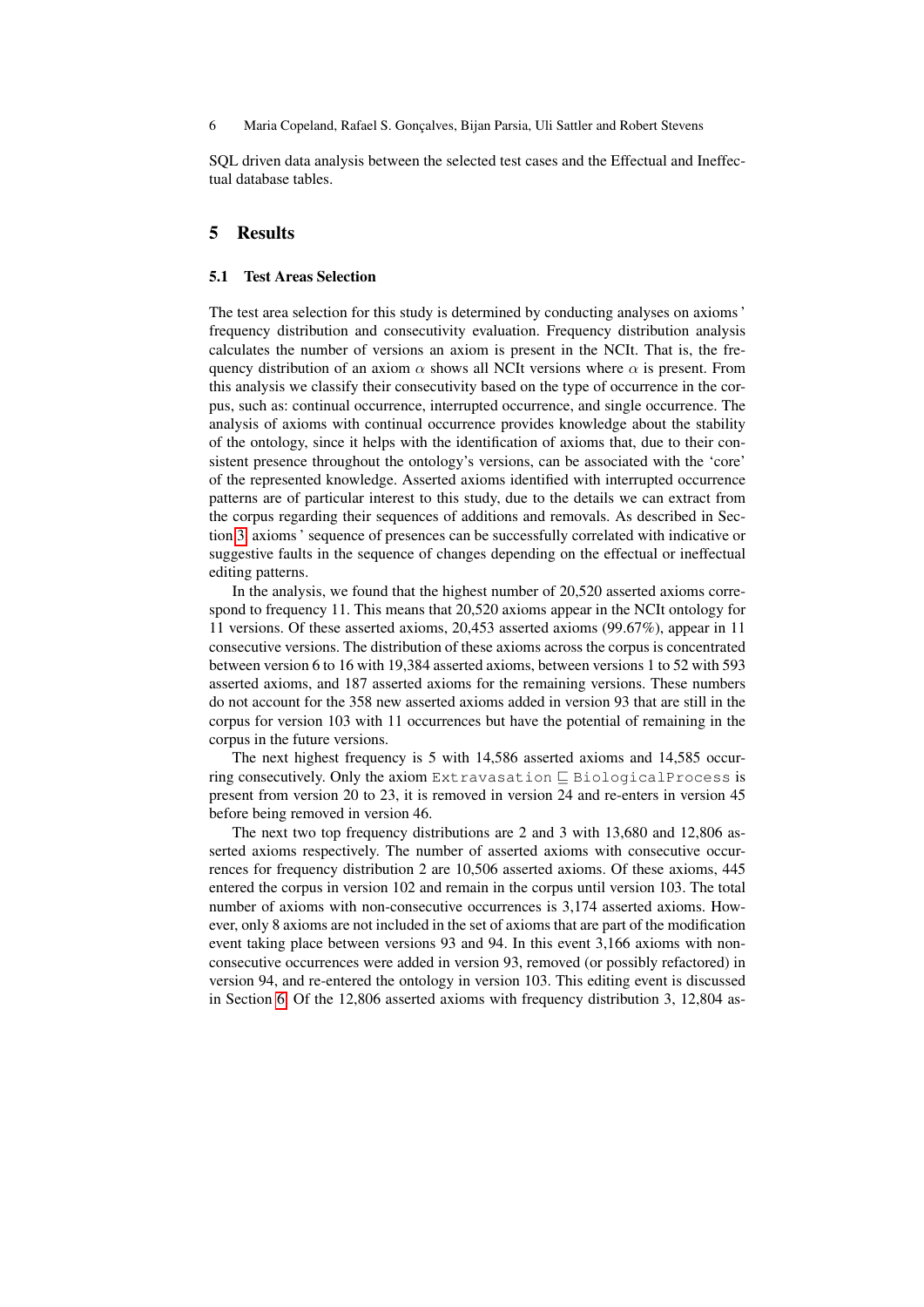SQL driven data analysis between the selected test cases and the Effectual and Ineffectual database tables.

## 5 Results

### 5.1 Test Areas Selection

The test area selection for this study is determined by conducting analyses on axioms' frequency distribution and consecutivity evaluation. Frequency distribution analysis calculates the number of versions an axiom is present in the NCIt. That is, the frequency distribution of an axiom $\alpha$ shows all NCIt versions where $\alpha$ is present. From this analysis we classify their consecutivity based on the type of occurrence in the corpus, such as: continual occurrence, interrupted occurrence, and single occurrence. The analysis of axioms with continual occurrence provides knowledge about the stability of the ontology, since it helps with the identification of axioms that, due to their consistent presence throughout the ontology's versions, can be associated with the 'core' of the represented knowledge. Asserted axioms identified with interrupted occurrence patterns are of particular interest to this study, due to the details we can extract from the corpus regarding their sequences of additions and removals. As described in Section 3, axioms' sequence of presences can be successfully correlated with indicative or suggestive faults in the sequence of changes depending on the effectual or ineffectual editing patterns.

In the analysis, we found that the highest number of 20,520 asserted axioms correspond to frequency 11. This means that 20,520 axioms appear in the NCIt ontology for 11 versions. Of these asserted axioms, 20,453 asserted axioms (99.67%), appear in 11 consecutive versions. The distribution of these axioms across the corpus is concentrated between version 6 to 16 with 19,384 asserted axioms, between versions 1 to 52 with 593 asserted axioms, and 187 asserted axioms for the remaining versions. These numbers do not account for the 358 new asserted axioms added in version 93 that are still in the corpus for version 103 with 11 occurrences but have the potential of remaining in the corpus in the future versions.

The next highest frequency is 5 with 14,586 asserted axioms and 14,585 occurring consecutively. Only the axiom `Extravasation` $\sqsubseteq$ `BiologicalProcess` is present from version 20 to 23, it is removed in version 24 and re-enters in version 45 before being removed in version 46.

The next two top frequency distributions are 2 and 3 with 13,680 and 12,806 asserted axioms respectively. The number of asserted axioms with consecutive occurrences for frequency distribution 2 are 10,506 asserted axioms. Of these axioms, 445 entered the corpus in version 102 and remain in the corpus until version 103. The total number of axioms with non-consecutive occurrences is 3,174 asserted axioms. However, only 8 axioms are not included in the set of axioms that are part of the modification event taking place between versions 93 and 94. In this event 3,166 axioms with non-consecutive occurrences were added in version 93, removed (or possibly refactored) in version 94, and re-entered the ontology in version 103. This editing event is discussed in Section 6. Of the 12,806 asserted axioms with frequency distribution 3, 12,804 as-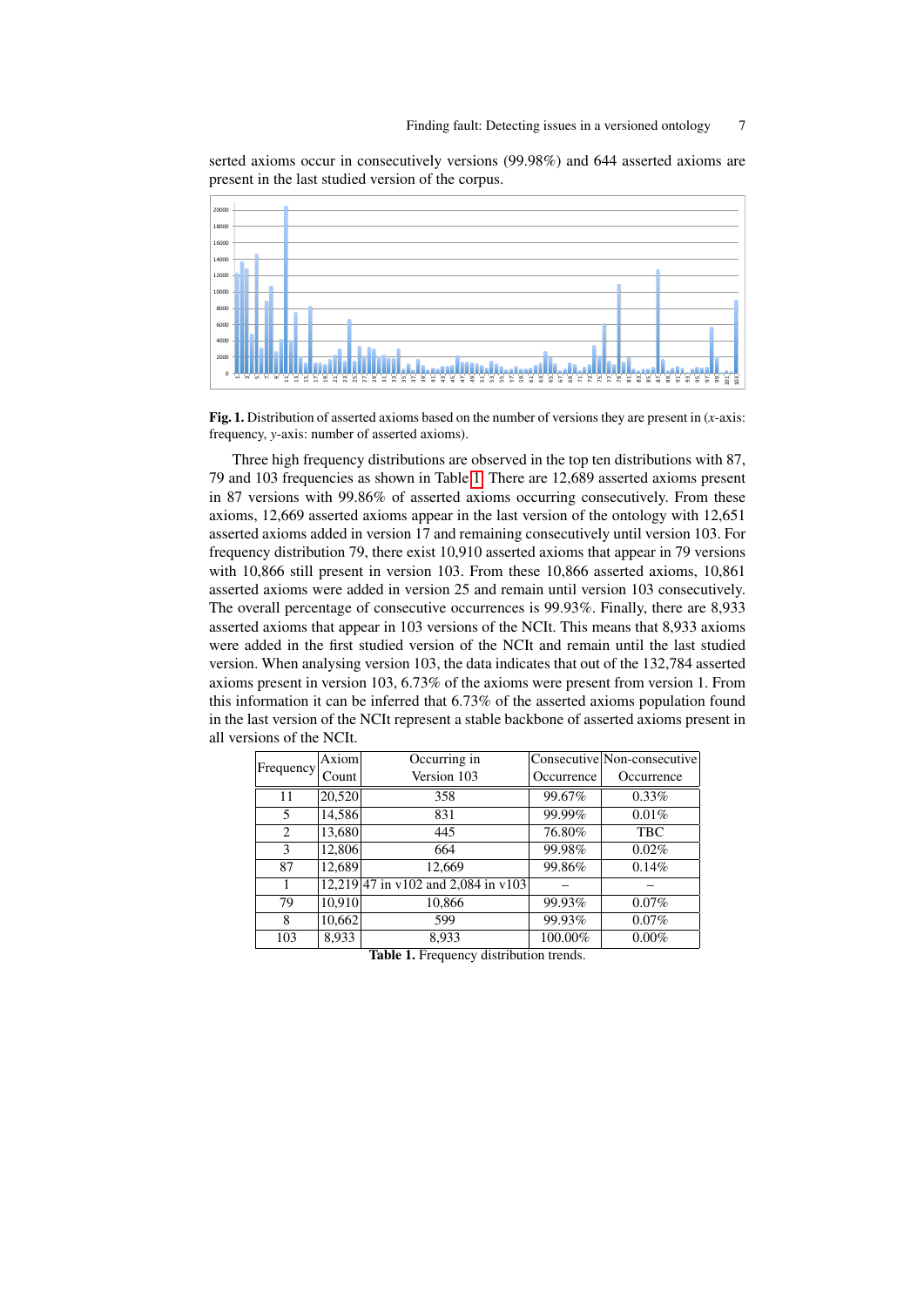serted axioms occur in consecutively versions (99.98%) and 644 asserted axioms are present in the last studied version of the corpus.

20000
18000
16000
14000
12000
10000
8000
6000
4000
2000
0

1 3 5 7 9 11 13 15 17 19 21 23 25 27 29 31 33 35 37 39 41 43 45 47 49 51 53 55 57 59 61 63 65 67 69 71 73 75 77 79 81 83 85 87 89 91 93 95 97 99 101 103

**Fig. 1.** Distribution of asserted axioms based on the number of versions they are present in (*x*-axis: frequency, *y*-axis: number of asserted axioms).

Three high frequency distributions are observed in the top ten distributions with 87, 79 and 103 frequencies as shown in Table 1. There are 12,689 asserted axioms present in 87 versions with 99.86% of asserted axioms occurring consecutively. From these axioms, 12,669 asserted axioms appear in the last version of the ontology with 12,651 asserted axioms added in version 17 and remaining consecutively until version 103. For frequency distribution 79, there exist 10,910 asserted axioms that appear in 79 versions with 10,866 still present in version 103. From these 10,866 asserted axioms, 10,861 asserted axioms were added in version 25 and remain until version 103 consecutively. The overall percentage of consecutive occurrences is 99.93%. Finally, there are 8,933 asserted axioms that appear in 103 versions of the NCIt. This means that 8,933 axioms were added in the first studied version of the NCIt and remain until the last studied version. When analysing version 103, the data indicates that out of the 132,784 asserted axioms present in version 103, 6.73% of the axioms were present from version 1. From this information it can be inferred that 6.73% of the asserted axioms population found in the last version of the NCIt represent a stable backbone of asserted axioms present in all versions of the NCIt.

| Frequency | Axiom Count | Occurring in Version 103 | Consecutive Occurrence | Non-consecutive Occurrence |
|---|---|---|---|---|
| 11 | 20,520 | 358 | 99.67% | 0.33% |
| 5 | 14,586 | 831 | 99.99% | 0.01% |
| 2 | 13,680 | 445 | 76.80% | TBC |
| 3 | 12,806 | 664 | 99.98% | 0.02% |
| 87 | 12,689 | 12,669 | 99.86% | 0.14% |
| 1 | 12,219 | 47 in v102 and 2,084 in v103 | – | – |
| 79 | 10,910 | 10,866 | 99.93% | 0.07% |
| 8 | 10,662 | 599 | 99.93% | 0.07% |
| 103 | 8,933 | 8,933 | 100.00% | 0.00% |

**Table 1.** Frequency distribution trends.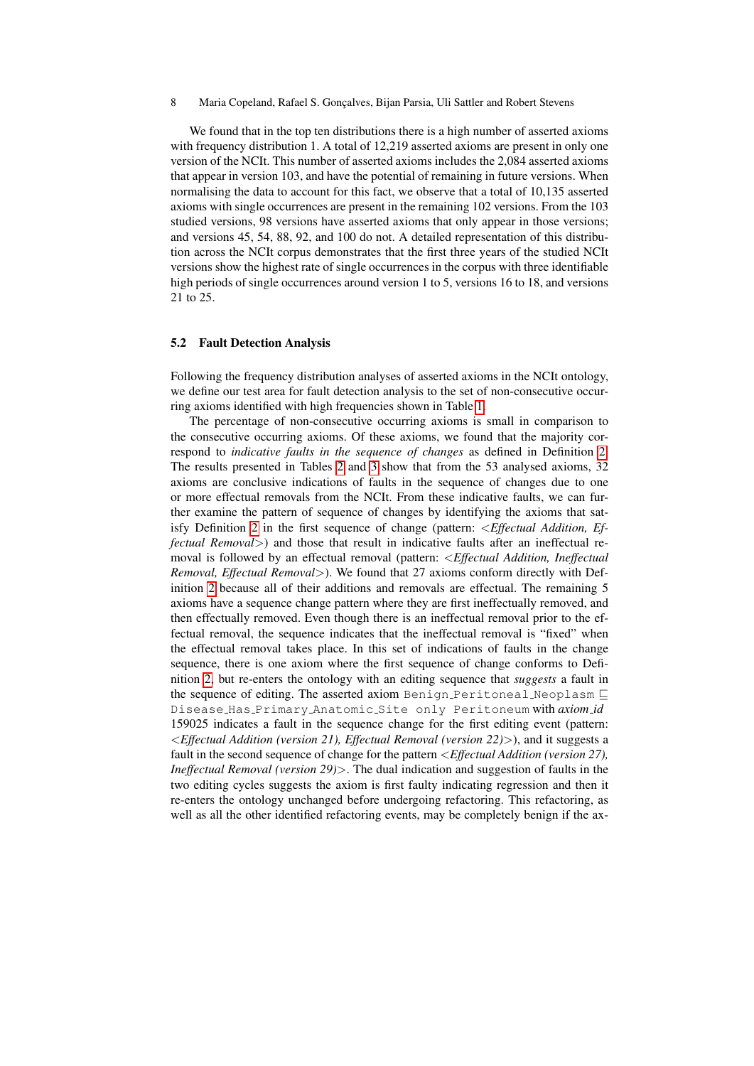We found that in the top ten distributions there is a high number of asserted axioms with frequency distribution 1. A total of 12,219 asserted axioms are present in only one version of the NCIt. This number of asserted axioms includes the 2,084 asserted axioms that appear in version 103, and have the potential of remaining in future versions. When normalising the data to account for this fact, we observe that a total of 10,135 asserted axioms with single occurrences are present in the remaining 102 versions. From the 103 studied versions, 98 versions have asserted axioms that only appear in those versions; and versions 45, 54, 88, 92, and 100 do not. A detailed representation of this distribution across the NCIt corpus demonstrates that the first three years of the studied NCIt versions show the highest rate of single occurrences in the corpus with three identifiable high periods of single occurrences around version 1 to 5, versions 16 to 18, and versions 21 to 25.

### 5.2 Fault Detection Analysis

Following the frequency distribution analyses of asserted axioms in the NCIt ontology, we define our test area for fault detection analysis to the set of non-consecutive occurring axioms identified with high frequencies shown in Table 1.

The percentage of non-consecutive occurring axioms is small in comparison to the consecutive occurring axioms. Of these axioms, we found that the majority correspond to *indicative faults in the sequence of changes* as defined in Definition 2. The results presented in Tables 2 and 3 show that from the 53 analysed axioms, 32 axioms are conclusive indications of faults in the sequence of changes due to one or more effectual removals from the NCIt. From these indicative faults, we can further examine the pattern of sequence of changes by identifying the axioms that satisfy Definition 2 in the first sequence of change (pattern: <*Effectual Addition, Effectual Removal*>) and those that result in indicative faults after an ineffectual removal is followed by an effectual removal (pattern: <*Effectual Addition, Ineffectual Removal, Effectual Removal*>). We found that 27 axioms conform directly with Definition 2 because all of their additions and removals are effectual. The remaining 5 axioms have a sequence change pattern where they are first ineffectually removed, and then effectually removed. Even though there is an ineffectual removal prior to the effectual removal, the sequence indicates that the ineffectual removal is "fixed" when the effectual removal takes place. In this set of indications of faults in the change sequence, there is one axiom where the first sequence of change conforms to Definition 2, but re-enters the ontology with an editing sequence that *suggests* a fault in the sequence of editing. The asserted axiom `Benign_Peritoneal_Neoplasm` $\sqsubseteq$ `Disease_Has_Primary_Anatomic_Site only Peritoneum` with *axiom_id* 159025 indicates a fault in the sequence change for the first editing event (pattern: <*Effectual Addition (version 21), Effectual Removal (version 22)*>), and it suggests a fault in the second sequence of change for the pattern <*Effectual Addition (version 27), Ineffectual Removal (version 29)*>. The dual indication and suggestion of faults in the two editing cycles suggests the axiom is first faulty indicating regression and then it re-enters the ontology unchanged before undergoing refactoring. This refactoring, as well as all the other identified refactoring events, may be completely benign if the ax-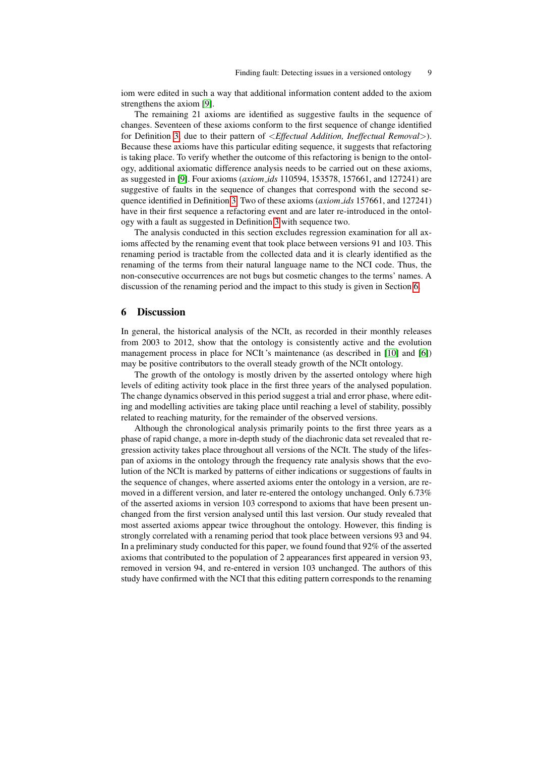iom were edited in such a way that additional information content added to the axiom strengthens the axiom [9].

The remaining 21 axioms are identified as suggestive faults in the sequence of changes. Seventeen of these axioms conform to the first sequence of change identified for Definition 3, due to their pattern of <*Effectual Addition, Ineffectual Removal*>). Because these axioms have this particular editing sequence, it suggests that refactoring is taking place. To verify whether the outcome of this refactoring is benign to the ontology, additional axiomatic difference analysis needs to be carried out on these axioms, as suggested in [9]. Four axioms (*axiom_ids* 110594, 153578, 157661, and 127241) are suggestive of faults in the sequence of changes that correspond with the second sequence identified in Definition 3. Two of these axioms (*axiom_ids* 157661, and 127241) have in their first sequence a refactoring event and are later re-introduced in the ontology with a fault as suggested in Definition 3 with sequence two.

The analysis conducted in this section excludes regression examination for all axioms affected by the renaming event that took place between versions 91 and 103. This renaming period is tractable from the collected data and it is clearly identified as the renaming of the terms from their natural language name to the NCI code. Thus, the non-consecutive occurrences are not bugs but cosmetic changes to the terms' names. A discussion of the renaming period and the impact to this study is given in Section 6.

## 6 Discussion

In general, the historical analysis of the NCIt, as recorded in their monthly releases from 2003 to 2012, show that the ontology is consistently active and the evolution management process in place for NCIt 's maintenance (as described in [10] and [6]) may be positive contributors to the overall steady growth of the NCIt ontology.

The growth of the ontology is mostly driven by the asserted ontology where high levels of editing activity took place in the first three years of the analysed population. The change dynamics observed in this period suggest a trial and error phase, where editing and modelling activities are taking place until reaching a level of stability, possibly related to reaching maturity, for the remainder of the observed versions.

Although the chronological analysis primarily points to the first three years as a phase of rapid change, a more in-depth study of the diachronic data set revealed that regression activity takes place throughout all versions of the NCIt. The study of the lifespan of axioms in the ontology through the frequency rate analysis shows that the evolution of the NCIt is marked by patterns of either indications or suggestions of faults in the sequence of changes, where asserted axioms enter the ontology in a version, are removed in a different version, and later re-entered the ontology unchanged. Only 6.73% of the asserted axioms in version 103 correspond to axioms that have been present unchanged from the first version analysed until this last version. Our study revealed that most asserted axioms appear twice throughout the ontology. However, this finding is strongly correlated with a renaming period that took place between versions 93 and 94. In a preliminary study conducted for this paper, we found found that 92% of the asserted axioms that contributed to the population of 2 appearances first appeared in version 93, removed in version 94, and re-entered in version 103 unchanged. The authors of this study have confirmed with the NCI that this editing pattern corresponds to the renaming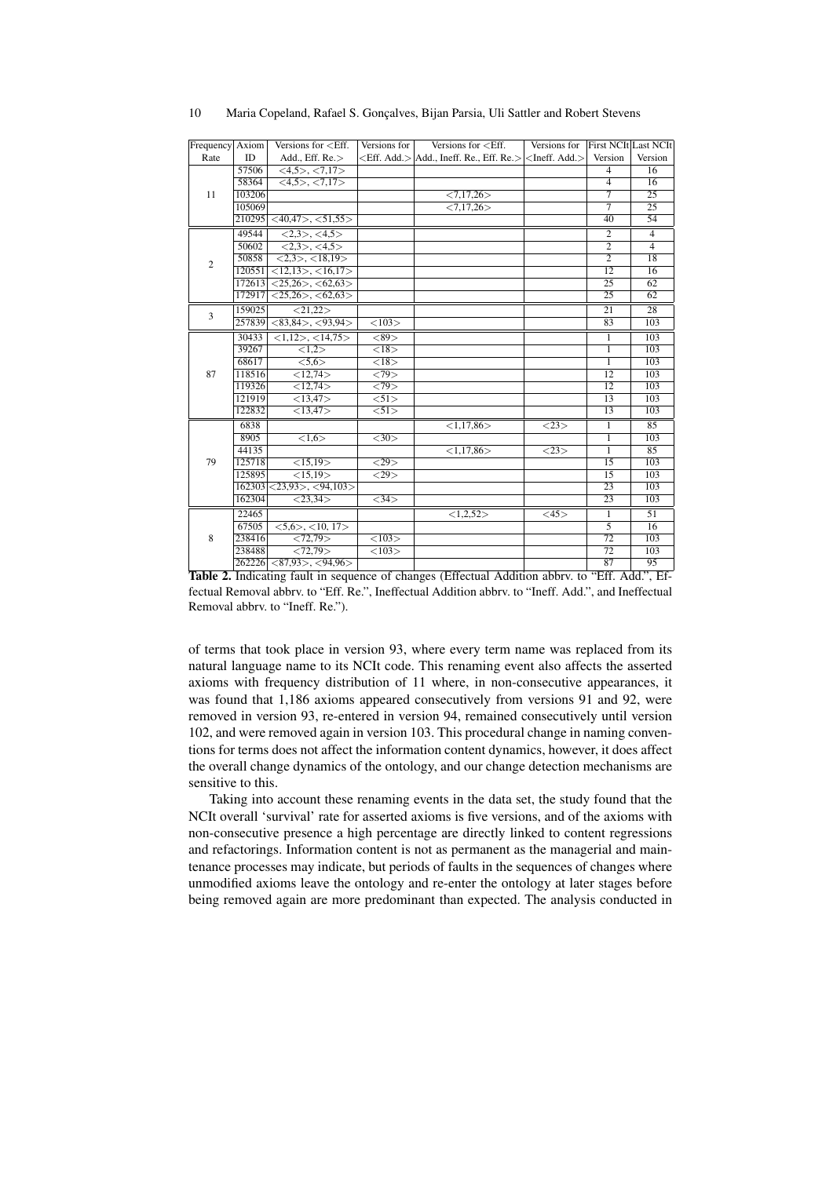| Frequency Rate | Axiom ID | Versions for <Eff. Add., Eff. Re.> | Versions for <Eff. Add.> | Versions for <Eff. Add., Ineff. Re., Eff. Re.> | Versions for <Ineff. Add.> | First NCIt Version | Last NCIt Version |
|---|---|---|---|---|---|---|---|
| 11 | 57506 | <4,5>, <7,17> | | | | 4 | 16 |
| | 58364 | <4,5>, <7,17> | | | | 4 | 16 |
| | 103206 | | | <7,17,26> | | 7 | 25 |
| | 105069 | | | <7,17,26> | | 7 | 25 |
| | 210295 | <40,47>, <51,55> | | | | 40 | 54 |
| 2 | 49544 | <2,3>, <4,5> | | | | 2 | 4 |
| | 50602 | <2,3>, <4,5> | | | | 2 | 4 |
| | 50858 | <2,3>, <18,19> | | | | 2 | 18 |
| | 120551 | <12,13>, <16,17> | | | | 12 | 16 |
| | 172613 | <25,26>, <62,63> | | | | 25 | 62 |
| | 172917 | <25,26>, <62,63> | | | | 25 | 62 |
| 3 | 159025 | <21,22> | | | | 21 | 28 |
| | 257839 | <83,84>, <93,94> | <103> | | | 83 | 103 |
| 87 | 30433 | <1,12>, <14,75> | <89> | | | 1 | 103 |
| | 39267 | <1,2> | <18> | | | 1 | 103 |
| | 68617 | <5,6> | <18> | | | 1 | 103 |
| | 118516 | <12,74> | <79> | | | 12 | 103 |
| | 119326 | <12,74> | <79> | | | 12 | 103 |
| | 121919 | <13,47> | <51> | | | 13 | 103 |
| | 122832 | <13,47> | <51> | | | 13 | 103 |
| 79 | 6838 | | | <1,17,86> | <23> | 1 | 85 |
| | 8905 | <1,6> | <30> | | | 1 | 103 |
| | 44135 | | | <1,17,86> | <23> | 1 | 85 |
| | 125718 | <15,19> | <29> | | | 15 | 103 |
| | 125895 | <15,19> | <29> | | | 15 | 103 |
| | 162303 | <23,93>, <94,103> | | | | 23 | 103 |
| | 162304 | <23,34> | <34> | | | 23 | 103 |
| 8 | 22465 | | | <1,2,52> | <45> | 1 | 51 |
| | 67505 | <5,6>, <10, 17> | | | | 5 | 16 |
| | 238416 | <72,79> | <103> | | | 72 | 103 |
| | 238488 | <72,79> | <103> | | | 72 | 103 |
| | 262226 | <87,93>, <94,96> | | | | 87 | 95 |

**Table 2.** Indicating fault in sequence of changes (Effectual Addition abbrv. to "Eff. Add.", Effectual Removal abbrv. to "Eff. Re.", Ineffectual Addition abbrv. to "Ineff. Add.", and Ineffectual Removal abbrv. to "Ineff. Re.").

of terms that took place in version 93, where every term name was replaced from its natural language name to its NCIt code. This renaming event also affects the asserted axioms with frequency distribution of 11 where, in non-consecutive appearances, it was found that 1,186 axioms appeared consecutively from versions 91 and 92, were removed in version 93, re-entered in version 94, remained consecutively until version 102, and were removed again in version 103. This procedural change in naming conventions for terms does not affect the information content dynamics, however, it does affect the overall change dynamics of the ontology, and our change detection mechanisms are sensitive to this.

Taking into account these renaming events in the data set, the study found that the NCIt overall 'survival' rate for asserted axioms is five versions, and of the axioms with non-consecutive presence a high percentage are directly linked to content regressions and refactorings. Information content is not as permanent as the managerial and maintenance processes may indicate, but periods of faults in the sequences of changes where unmodified axioms leave the ontology and re-enter the ontology at later stages before being removed again are more predominant than expected. The analysis conducted in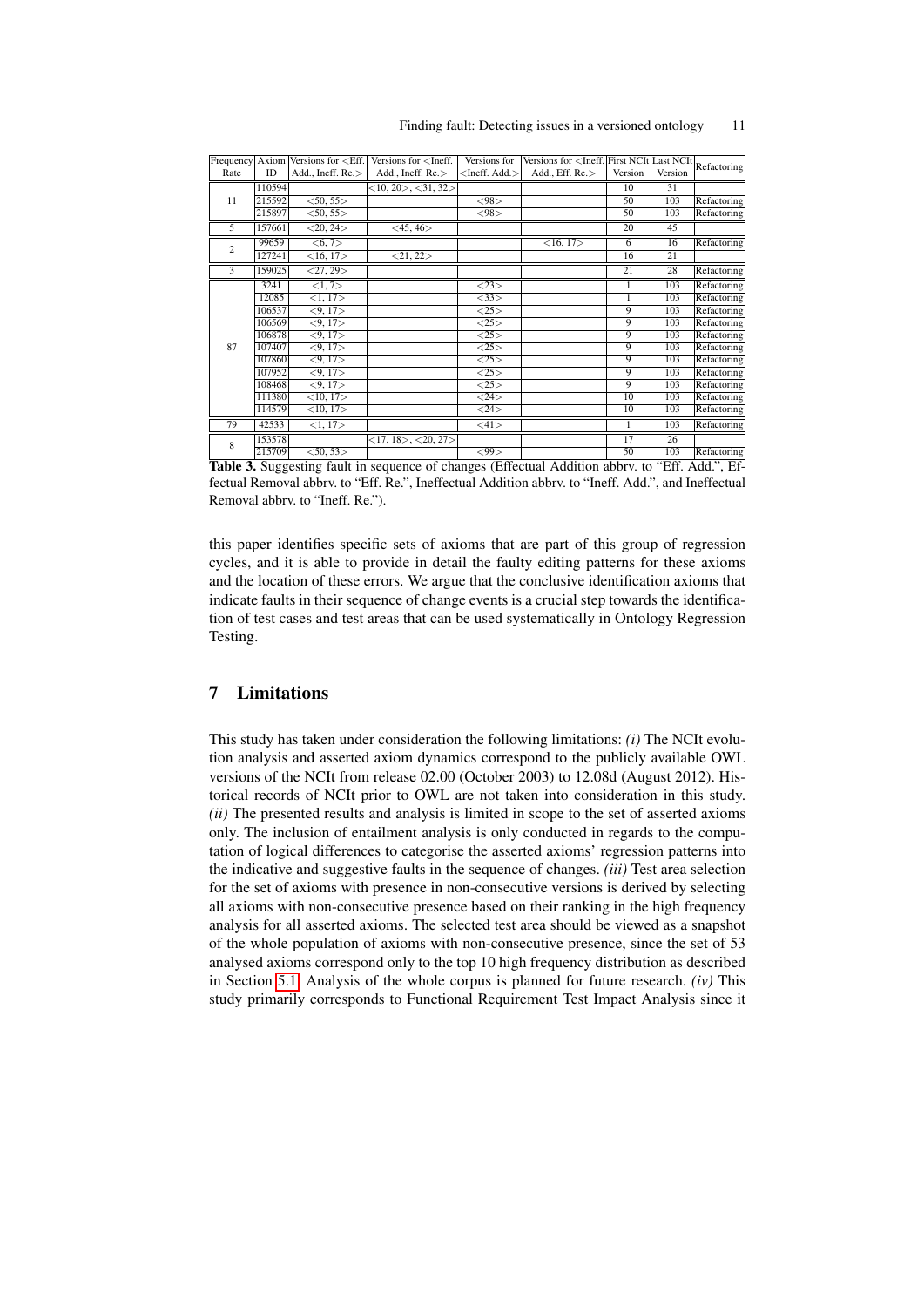| Frequency Rate | Axiom ID | Versions for <Eff. Add., Ineff. Re.> | Versions for <Ineff. Add., Ineff. Re.> | Versions for <Ineff. Add.> | Versions for <Ineff. Add., Eff. Re.> | First NCIt Version | Last NCIt Version | Refactoring |
|---|---|---|---|---|---|---|---|---|
| 11 | 110594 | | <10, 20>, <31, 32> | | | 10 | 31 | |
| | 215592 | <50, 55> | | <98> | | 50 | 103 | Refactoring |
| | 215897 | <50, 55> | | <98> | | 50 | 103 | Refactoring |
| 5 | 157661 | <20, 24> | <45, 46> | | | 20 | 45 | |
| 2 | 99659 | <6, 7> | | | <16, 17> | 6 | 16 | Refactoring |
| | 127241 | <16, 17> | <21, 22> | | | 16 | 21 | |
| 3 | 159025 | <27, 29> | | | | 21 | 28 | Refactoring |
| 87 | 3241 | <1, 7> | | <23> | | 1 | 103 | Refactoring |
| | 12085 | <1, 17> | | <33> | | 1 | 103 | Refactoring |
| | 106537 | <9, 17> | | <25> | | 9 | 103 | Refactoring |
| | 106569 | <9, 17> | | <25> | | 9 | 103 | Refactoring |
| | 106878 | <9, 17> | | <25> | | 9 | 103 | Refactoring |
| | 107407 | <9, 17> | | <25> | | 9 | 103 | Refactoring |
| | 107860 | <9, 17> | | <25> | | 9 | 103 | Refactoring |
| | 107952 | <9, 17> | | <25> | | 9 | 103 | Refactoring |
| | 108468 | <9, 17> | | <25> | | 9 | 103 | Refactoring |
| | 111380 | <10, 17> | | <24> | | 10 | 103 | Refactoring |
| | 114579 | <10, 17> | | <24> | | 10 | 103 | Refactoring |
| 79 | 42533 | <1, 17> | | <41> | | 1 | 103 | Refactoring |
| 8 | 153578 | | <17, 18>, <20, 27> | | | 17 | 26 | |
| | 215709 | <50, 53> | | <99> | | 50 | 103 | Refactoring |

**Table 3.** Suggesting fault in sequence of changes (Effectual Addition abbrv. to "Eff. Add.", Effectual Removal abbrv. to "Eff. Re.", Ineffectual Addition abbrv. to "Ineff. Add.", and Ineffectual Removal abbrv. to "Ineff. Re.").

this paper identifies specific sets of axioms that are part of this group of regression cycles, and it is able to provide in detail the faulty editing patterns for these axioms and the location of these errors. We argue that the conclusive identification axioms that indicate faults in their sequence of change events is a crucial step towards the identification of test cases and test areas that can be used systematically in Ontology Regression Testing.

## 7 Limitations

This study has taken under consideration the following limitations: *(i)* The NCIt evolution analysis and asserted axiom dynamics correspond to the publicly available OWL versions of the NCIt from release 02.00 (October 2003) to 12.08d (August 2012). Historical records of NCIt prior to OWL are not taken into consideration in this study. *(ii)* The presented results and analysis is limited in scope to the set of asserted axioms only. The inclusion of entailment analysis is only conducted in regards to the computation of logical differences to categorise the asserted axioms' regression patterns into the indicative and suggestive faults in the sequence of changes. *(iii)* Test area selection for the set of axioms with presence in non-consecutive versions is derived by selecting all axioms with non-consecutive presence based on their ranking in the high frequency analysis for all asserted axioms. The selected test area should be viewed as a snapshot of the whole population of axioms with non-consecutive presence, since the set of 53 analysed axioms correspond only to the top 10 high frequency distribution as described in Section 5.1. Analysis of the whole corpus is planned for future research. *(iv)* This study primarily corresponds to Functional Requirement Test Impact Analysis since it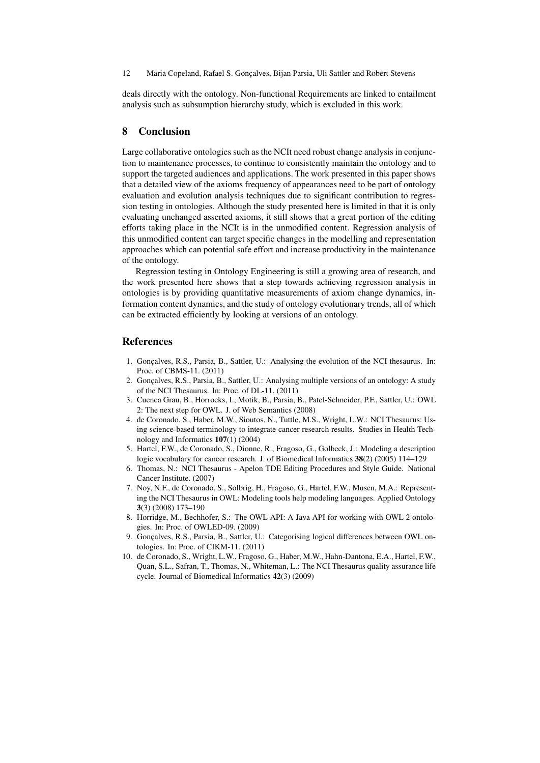deals directly with the ontology. Non-functional Requirements are linked to entailment analysis such as subsumption hierarchy study, which is excluded in this work.

## 8 Conclusion

Large collaborative ontologies such as the NCIt need robust change analysis in conjunction to maintenance processes, to continue to consistently maintain the ontology and to support the targeted audiences and applications. The work presented in this paper shows that a detailed view of the axioms frequency of appearances need to be part of ontology evaluation and evolution analysis techniques due to significant contribution to regression testing in ontologies. Although the study presented here is limited in that it is only evaluating unchanged asserted axioms, it still shows that a great portion of the editing efforts taking place in the NCIt is in the unmodified content. Regression analysis of this unmodified content can target specific changes in the modelling and representation approaches which can potential safe effort and increase productivity in the maintenance of the ontology.

Regression testing in Ontology Engineering is still a growing area of research, and the work presented here shows that a step towards achieving regression analysis in ontologies is by providing quantitative measurements of axiom change dynamics, information content dynamics, and the study of ontology evolutionary trends, all of which can be extracted efficiently by looking at versions of an ontology.

## References

1. Gonçalves, R.S., Parsia, B., Sattler, U.: Analysing the evolution of the NCI thesaurus. In: Proc. of CBMS-11. (2011)
2. Gonçalves, R.S., Parsia, B., Sattler, U.: Analysing multiple versions of an ontology: A study of the NCI Thesaurus. In: Proc. of DL-11. (2011)
3. Cuenca Grau, B., Horrocks, I., Motik, B., Parsia, B., Patel-Schneider, P.F., Sattler, U.: OWL 2: The next step for OWL. J. of Web Semantics (2008)
4. de Coronado, S., Haber, M.W., Sioutos, N., Tuttle, M.S., Wright, L.W.: NCI Thesaurus: Using science-based terminology to integrate cancer research results. Studies in Health Technology and Informatics **107**(1) (2004)
5. Hartel, F.W., de Coronado, S., Dionne, R., Fragoso, G., Golbeck, J.: Modeling a description logic vocabulary for cancer research. J. of Biomedical Informatics **38**(2) (2005) 114–129
6. Thomas, N.: NCI Thesaurus - Apelon TDE Editing Procedures and Style Guide. National Cancer Institute. (2007)
7. Noy, N.F., de Coronado, S., Solbrig, H., Fragoso, G., Hartel, F.W., Musen, M.A.: Representing the NCI Thesaurus in OWL: Modeling tools help modeling languages. Applied Ontology **3**(3) (2008) 173–190
8. Horridge, M., Bechhofer, S.: The OWL API: A Java API for working with OWL 2 ontologies. In: Proc. of OWLED-09. (2009)
9. Gonçalves, R.S., Parsia, B., Sattler, U.: Categorising logical differences between OWL ontologies. In: Proc. of CIKM-11. (2011)
10. de Coronado, S., Wright, L.W., Fragoso, G., Haber, M.W., Hahn-Dantona, E.A., Hartel, F.W., Quan, S.L., Safran, T., Thomas, N., Whiteman, L.: The NCI Thesaurus quality assurance life cycle. Journal of Biomedical Informatics **42**(3) (2009)